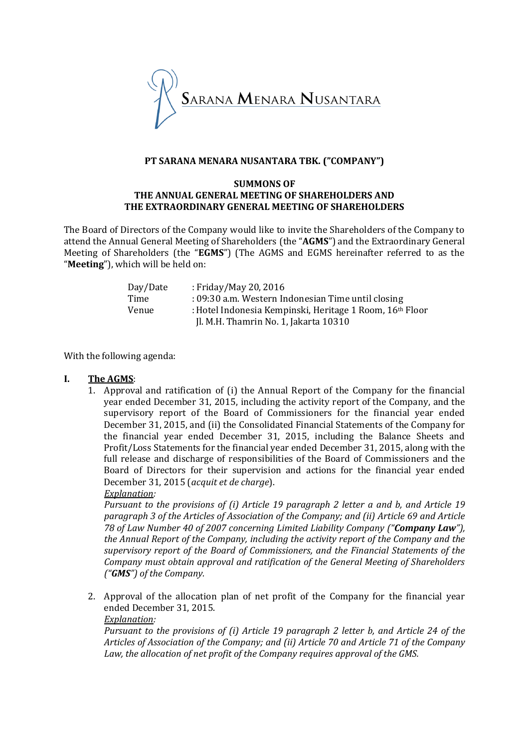SARANA MENARA NUSANTARA

**PT SARANA MENARA NUSANTARA TBK. ("COMPANY")**

**SUMMONS OF**
**THE ANNUAL GENERAL MEETING OF SHAREHOLDERS AND**
**THE EXTRAORDINARY GENERAL MEETING OF SHAREHOLDERS**

The Board of Directors of the Company would like to invite the Shareholders of the Company to attend the Annual General Meeting of Shareholders (the "**AGMS**") and the Extraordinary General Meeting of Shareholders (the "**EGMS**") (The AGMS and EGMS hereinafter referred to as the "**Meeting**"), which will be held on:

| | |
|---|---|
| Day/Date | : Friday/May 20, 2016 |
| Time | : 09:30 a.m. Western Indonesian Time until closing |
| Venue | : Hotel Indonesia Kempinski, Heritage 1 Room, 16th Floor<br>Jl. M.H. Thamrin No. 1, Jakarta 10310 |

With the following agenda:

**I. <u>The AGMS</u>:**

1. Approval and ratification of (i) the Annual Report of the Company for the financial year ended December 31, 2015, including the activity report of the Company, and the supervisory report of the Board of Commissioners for the financial year ended December 31, 2015, and (ii) the Consolidated Financial Statements of the Company for the financial year ended December 31, 2015, including the Balance Sheets and Profit/Loss Statements for the financial year ended December 31, 2015, along with the full release and discharge of responsibilities of the Board of Commissioners and the Board of Directors for their supervision and actions for the financial year ended December 31, 2015 (*acquit et de charge*).

   *<u>Explanation</u>:*

   *Pursuant to the provisions of (i) Article 19 paragraph 2 letter a and b, and Article 19 paragraph 3 of the Articles of Association of the Company; and (ii) Article 69 and Article 78 of Law Number 40 of 2007 concerning Limited Liability Company ("**Company Law**"), the Annual Report of the Company, including the activity report of the Company and the supervisory report of the Board of Commissioners, and the Financial Statements of the Company must obtain approval and ratification of the General Meeting of Shareholders ("**GMS**") of the Company.*

2. Approval of the allocation plan of net profit of the Company for the financial year ended December 31, 2015.

   *<u>Explanation</u>:*

   *Pursuant to the provisions of (i) Article 19 paragraph 2 letter b, and Article 24 of the Articles of Association of the Company; and (ii) Article 70 and Article 71 of the Company Law, the allocation of net profit of the Company requires approval of the GMS.*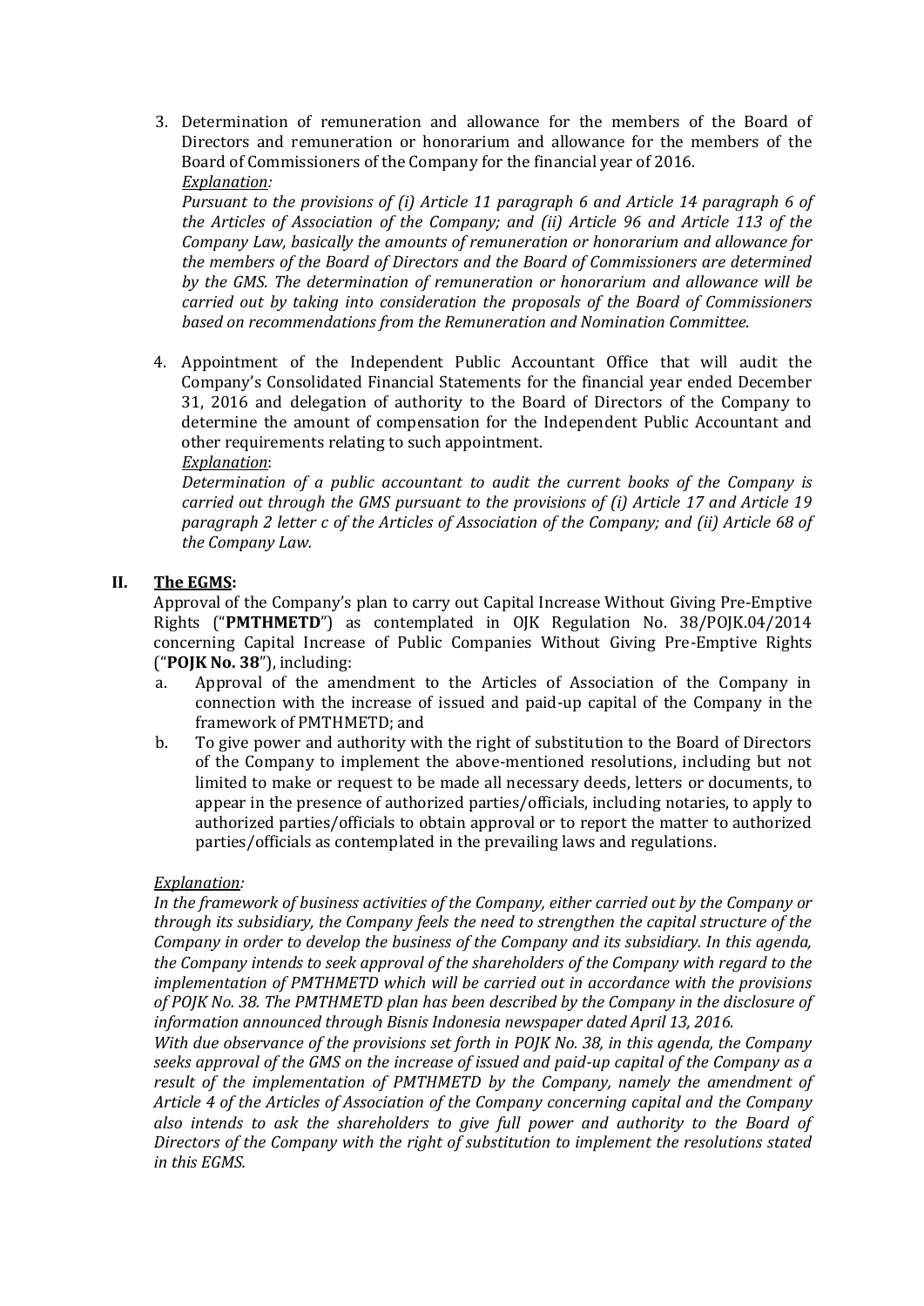3. Determination of remuneration and allowance for the members of the Board of Directors and remuneration or honorarium and allowance for the members of the Board of Commissioners of the Company for the financial year of 2016.

   *<u>Explanation</u>:*

   *Pursuant to the provisions of (i) Article 11 paragraph 6 and Article 14 paragraph 6 of the Articles of Association of the Company; and (ii) Article 96 and Article 113 of the Company Law, basically the amounts of remuneration or honorarium and allowance for the members of the Board of Directors and the Board of Commissioners are determined by the GMS. The determination of remuneration or honorarium and allowance will be carried out by taking into consideration the proposals of the Board of Commissioners based on recommendations from the Remuneration and Nomination Committee.*

4. Appointment of the Independent Public Accountant Office that will audit the Company's Consolidated Financial Statements for the financial year ended December 31, 2016 and delegation of authority to the Board of Directors of the Company to determine the amount of compensation for the Independent Public Accountant and other requirements relating to such appointment.

   *<u>Explanation</u>*:

   *Determination of a public accountant to audit the current books of the Company is carried out through the GMS pursuant to the provisions of (i) Article 17 and Article 19 paragraph 2 letter c of the Articles of Association of the Company; and (ii) Article 68 of the Company Law.*

## II. <u>The EGMS</u>:

Approval of the Company's plan to carry out Capital Increase Without Giving Pre-Emptive Rights ("**PMTHMETD**") as contemplated in OJK Regulation No. 38/POJK.04/2014 concerning Capital Increase of Public Companies Without Giving Pre-Emptive Rights ("**POJK No. 38**"), including:

a. Approval of the amendment to the Articles of Association of the Company in connection with the increase of issued and paid-up capital of the Company in the framework of PMTHMETD; and

b. To give power and authority with the right of substitution to the Board of Directors of the Company to implement the above-mentioned resolutions, including but not limited to make or request to be made all necessary deeds, letters or documents, to appear in the presence of authorized parties/officials, including notaries, to apply to authorized parties/officials to obtain approval or to report the matter to authorized parties/officials as contemplated in the prevailing laws and regulations.

*<u>Explanation</u>:*

*In the framework of business activities of the Company, either carried out by the Company or through its subsidiary, the Company feels the need to strengthen the capital structure of the Company in order to develop the business of the Company and its subsidiary. In this agenda, the Company intends to seek approval of the shareholders of the Company with regard to the implementation of PMTHMETD which will be carried out in accordance with the provisions of POJK No. 38. The PMTHMETD plan has been described by the Company in the disclosure of information announced through Bisnis Indonesia newspaper dated April 13, 2016.*

*With due observance of the provisions set forth in POJK No. 38, in this agenda, the Company seeks approval of the GMS on the increase of issued and paid-up capital of the Company as a result of the implementation of PMTHMETD by the Company, namely the amendment of Article 4 of the Articles of Association of the Company concerning capital and the Company also intends to ask the shareholders to give full power and authority to the Board of Directors of the Company with the right of substitution to implement the resolutions stated in this EGMS.*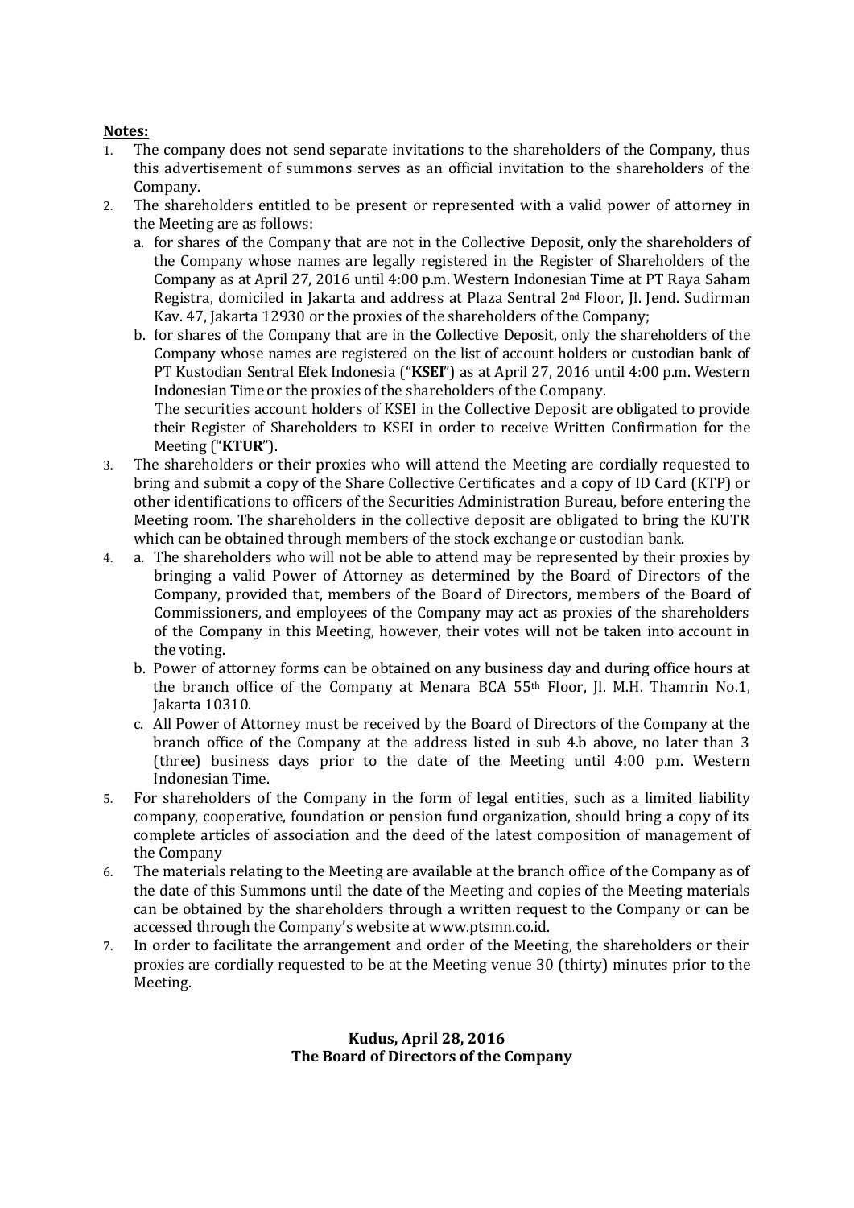**Notes:**

1. The company does not send separate invitations to the shareholders of the Company, thus this advertisement of summons serves as an official invitation to the shareholders of the Company.
2. The shareholders entitled to be present or represented with a valid power of attorney in the Meeting are as follows:
   a. for shares of the Company that are not in the Collective Deposit, only the shareholders of the Company whose names are legally registered in the Register of Shareholders of the Company as at April 27, 2016 until 4:00 p.m. Western Indonesian Time at PT Raya Saham Registra, domiciled in Jakarta and address at Plaza Sentral 2nd Floor, Jl. Jend. Sudirman Kav. 47, Jakarta 12930 or the proxies of the shareholders of the Company;
   b. for shares of the Company that are in the Collective Deposit, only the shareholders of the Company whose names are registered on the list of account holders or custodian bank of PT Kustodian Sentral Efek Indonesia ("**KSEI**") as at April 27, 2016 until 4:00 p.m. Western Indonesian Time or the proxies of the shareholders of the Company.
   The securities account holders of KSEI in the Collective Deposit are obligated to provide their Register of Shareholders to KSEI in order to receive Written Confirmation for the Meeting ("**KTUR**").
3. The shareholders or their proxies who will attend the Meeting are cordially requested to bring and submit a copy of the Share Collective Certificates and a copy of ID Card (KTP) or other identifications to officers of the Securities Administration Bureau, before entering the Meeting room. The shareholders in the collective deposit are obligated to bring the KUTR which can be obtained through members of the stock exchange or custodian bank.
4. a. The shareholders who will not be able to attend may be represented by their proxies by bringing a valid Power of Attorney as determined by the Board of Directors of the Company, provided that, members of the Board of Directors, members of the Board of Commissioners, and employees of the Company may act as proxies of the shareholders of the Company in this Meeting, however, their votes will not be taken into account in the voting.
   b. Power of attorney forms can be obtained on any business day and during office hours at the branch office of the Company at Menara BCA 55th Floor, Jl. M.H. Thamrin No.1, Jakarta 10310.
   c. All Power of Attorney must be received by the Board of Directors of the Company at the branch office of the Company at the address listed in sub 4.b above, no later than 3 (three) business days prior to the date of the Meeting until 4:00 p.m. Western Indonesian Time.
5. For shareholders of the Company in the form of legal entities, such as a limited liability company, cooperative, foundation or pension fund organization, should bring a copy of its complete articles of association and the deed of the latest composition of management of the Company
6. The materials relating to the Meeting are available at the branch office of the Company as of the date of this Summons until the date of the Meeting and copies of the Meeting materials can be obtained by the shareholders through a written request to the Company or can be accessed through the Company's website at www.ptsmn.co.id.
7. In order to facilitate the arrangement and order of the Meeting, the shareholders or their proxies are cordially requested to be at the Meeting venue 30 (thirty) minutes prior to the Meeting.

**Kudus, April 28, 2016**
**The Board of Directors of the Company**